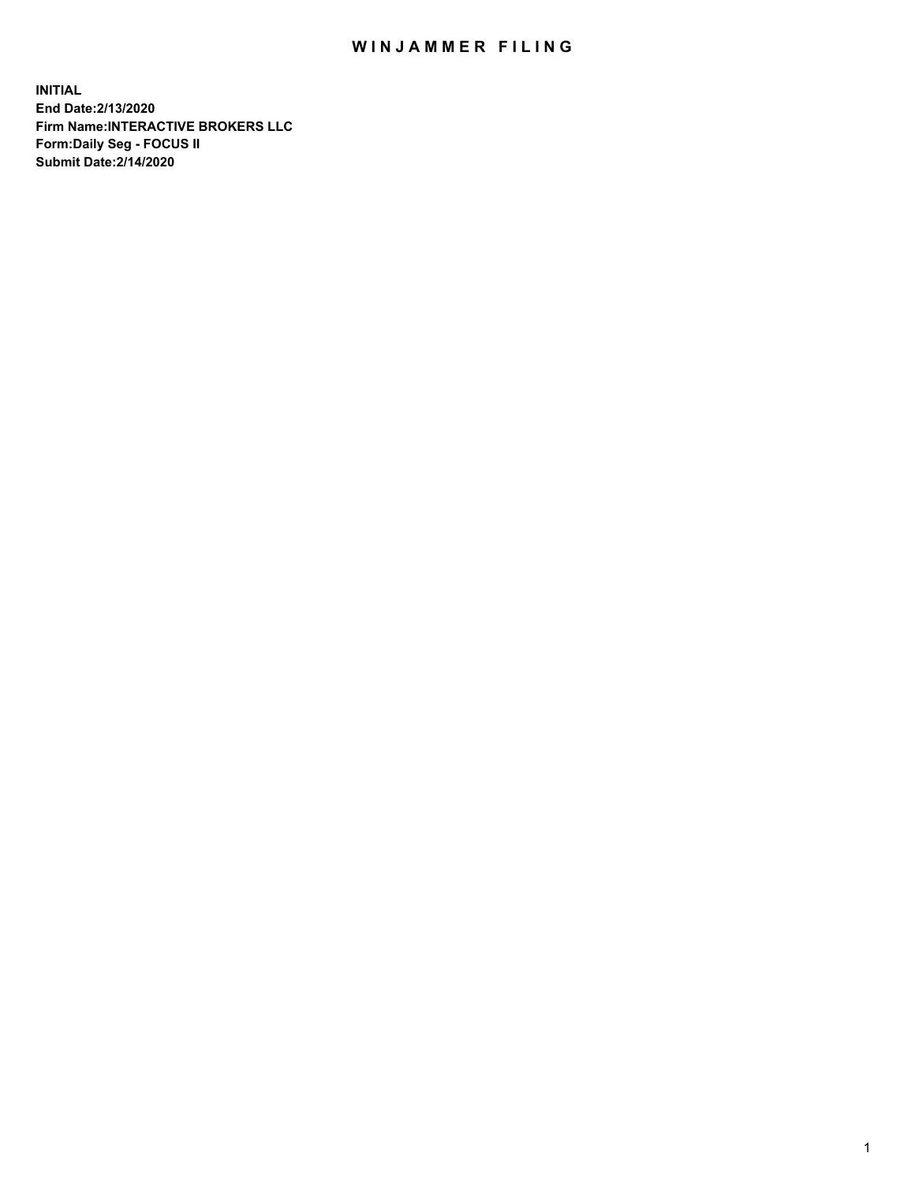# WINJAMMER FILING

**INITIAL**
**End Date:2/13/2020**
**Firm Name:INTERACTIVE BROKERS LLC**
**Form:Daily Seg - FOCUS II**
**Submit Date:2/14/2020**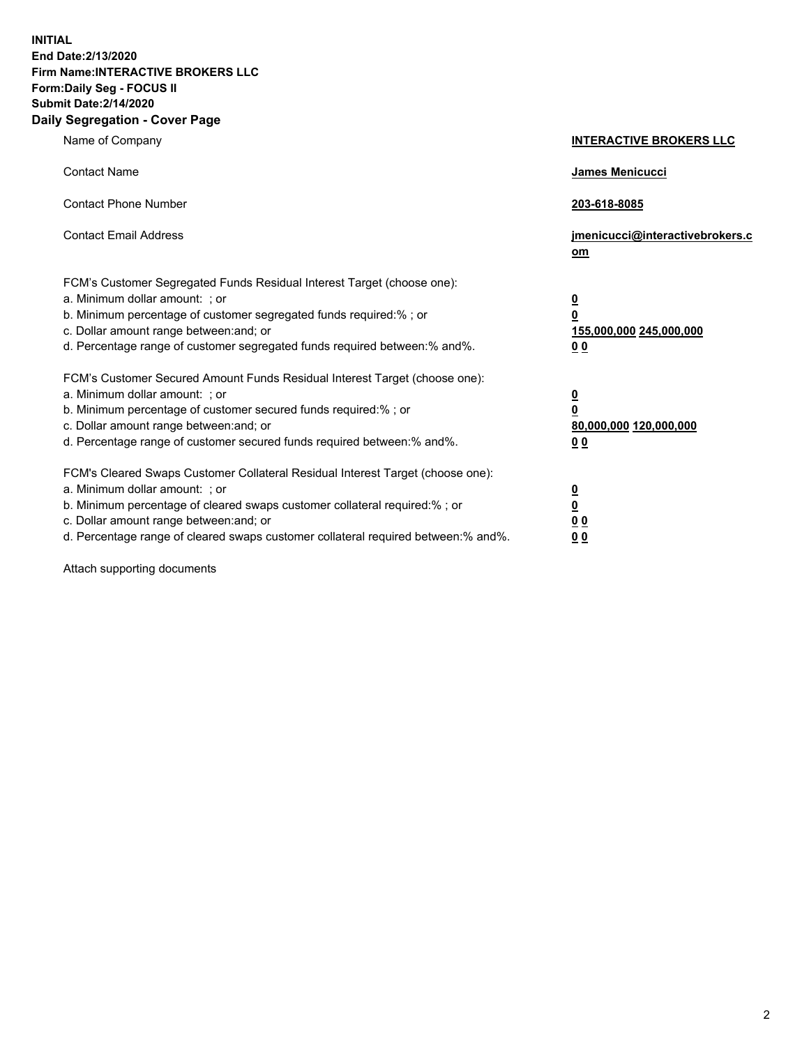**INITIAL**
**End Date:2/13/2020**
**Firm Name:INTERACTIVE BROKERS LLC**
**Form:Daily Seg - FOCUS II**
**Submit Date:2/14/2020**

## Daily Segregation - Cover Page

| | |
|---|---|
| Name of Company | **INTERACTIVE BROKERS LLC** |
| Contact Name | **James Menicucci** |
| Contact Phone Number | **203-618-8085** |
| Contact Email Address | **jmenicucci@interactivebrokers.com** |

FCM's Customer Segregated Funds Residual Interest Target (choose one):

| | |
|---|---|
| a. Minimum dollar amount: ; or | **0** |
| b. Minimum percentage of customer segregated funds required:% ; or | **0** |
| c. Dollar amount range between:and; or | **155,000,000 245,000,000** |
| d. Percentage range of customer segregated funds required between:% and%. | **0 0** |

FCM's Customer Secured Amount Funds Residual Interest Target (choose one):

| | |
|---|---|
| a. Minimum dollar amount: ; or | **0** |
| b. Minimum percentage of customer secured funds required:% ; or | **0** |
| c. Dollar amount range between:and; or | **80,000,000 120,000,000** |
| d. Percentage range of customer secured funds required between:% and%. | **0 0** |

FCM's Cleared Swaps Customer Collateral Residual Interest Target (choose one):

| | |
|---|---|
| a. Minimum dollar amount: ; or | **0** |
| b. Minimum percentage of cleared swaps customer collateral required:% ; or | **0** |
| c. Dollar amount range between:and; or | **0 0** |
| d. Percentage range of cleared swaps customer collateral required between:% and%. | **0 0** |

Attach supporting documents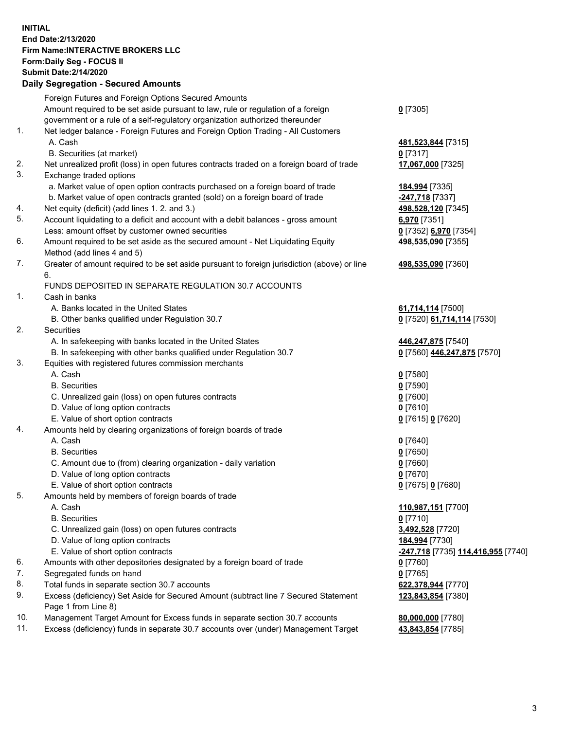**INITIAL**
**End Date:2/13/2020**
**Firm Name:INTERACTIVE BROKERS LLC**
**Form:Daily Seg - FOCUS II**
**Submit Date:2/14/2020**

## Daily Segregation - Secured Amounts

| | | |
|---|---|---|
| | Foreign Futures and Foreign Options Secured Amounts | |
| | Amount required to be set aside pursuant to law, rule or regulation of a foreign government or a rule of a self-regulatory organization authorized thereunder | **0** [7305] |
| 1. | Net ledger balance - Foreign Futures and Foreign Option Trading - All Customers | |
| | A. Cash | **481,523,844** [7315] |
| | B. Securities (at market) | **0** [7317] |
| 2. | Net unrealized profit (loss) in open futures contracts traded on a foreign board of trade | **17,067,000** [7325] |
| 3. | Exchange traded options | |
| | a. Market value of open option contracts purchased on a foreign board of trade | **184,994** [7335] |
| | b. Market value of open contracts granted (sold) on a foreign board of trade | **-247,718** [7337] |
| 4. | Net equity (deficit) (add lines 1. 2. and 3.) | **498,528,120** [7345] |
| 5. | Account liquidating to a deficit and account with a debit balances - gross amount | **6,970** [7351] |
| | Less: amount offset by customer owned securities | **0** [7352] **6,970** [7354] |
| 6. | Amount required to be set aside as the secured amount - Net Liquidating Equity Method (add lines 4 and 5) | **498,535,090** [7355] |
| 7. | Greater of amount required to be set aside pursuant to foreign jurisdiction (above) or line 6. | **498,535,090** [7360] |
| | FUNDS DEPOSITED IN SEPARATE REGULATION 30.7 ACCOUNTS | |
| 1. | Cash in banks | |
| | A. Banks located in the United States | **61,714,114** [7500] |
| | B. Other banks qualified under Regulation 30.7 | **0** [7520] **61,714,114** [7530] |
| 2. | Securities | |
| | A. In safekeeping with banks located in the United States | **446,247,875** [7540] |
| | B. In safekeeping with other banks qualified under Regulation 30.7 | **0** [7560] **446,247,875** [7570] |
| 3. | Equities with registered futures commission merchants | |
| | A. Cash | **0** [7580] |
| | B. Securities | **0** [7590] |
| | C. Unrealized gain (loss) on open futures contracts | **0** [7600] |
| | D. Value of long option contracts | **0** [7610] |
| | E. Value of short option contracts | **0** [7615] **0** [7620] |
| 4. | Amounts held by clearing organizations of foreign boards of trade | |
| | A. Cash | **0** [7640] |
| | B. Securities | **0** [7650] |
| | C. Amount due to (from) clearing organization - daily variation | **0** [7660] |
| | D. Value of long option contracts | **0** [7670] |
| | E. Value of short option contracts | **0** [7675] **0** [7680] |
| 5. | Amounts held by members of foreign boards of trade | |
| | A. Cash | **110,987,151** [7700] |
| | B. Securities | **0** [7710] |
| | C. Unrealized gain (loss) on open futures contracts | **3,492,528** [7720] |
| | D. Value of long option contracts | **184,994** [7730] |
| | E. Value of short option contracts | **-247,718** [7735] **114,416,955** [7740] |
| 6. | Amounts with other depositories designated by a foreign board of trade | **0** [7760] |
| 7. | Segregated funds on hand | **0** [7765] |
| 8. | Total funds in separate section 30.7 accounts | **622,378,944** [7770] |
| 9. | Excess (deficiency) Set Aside for Secured Amount (subtract line 7 Secured Statement Page 1 from Line 8) | **123,843,854** [7380] |
| 10. | Management Target Amount for Excess funds in separate section 30.7 accounts | **80,000,000** [7780] |
| 11. | Excess (deficiency) funds in separate 30.7 accounts over (under) Management Target | **43,843,854** [7785] |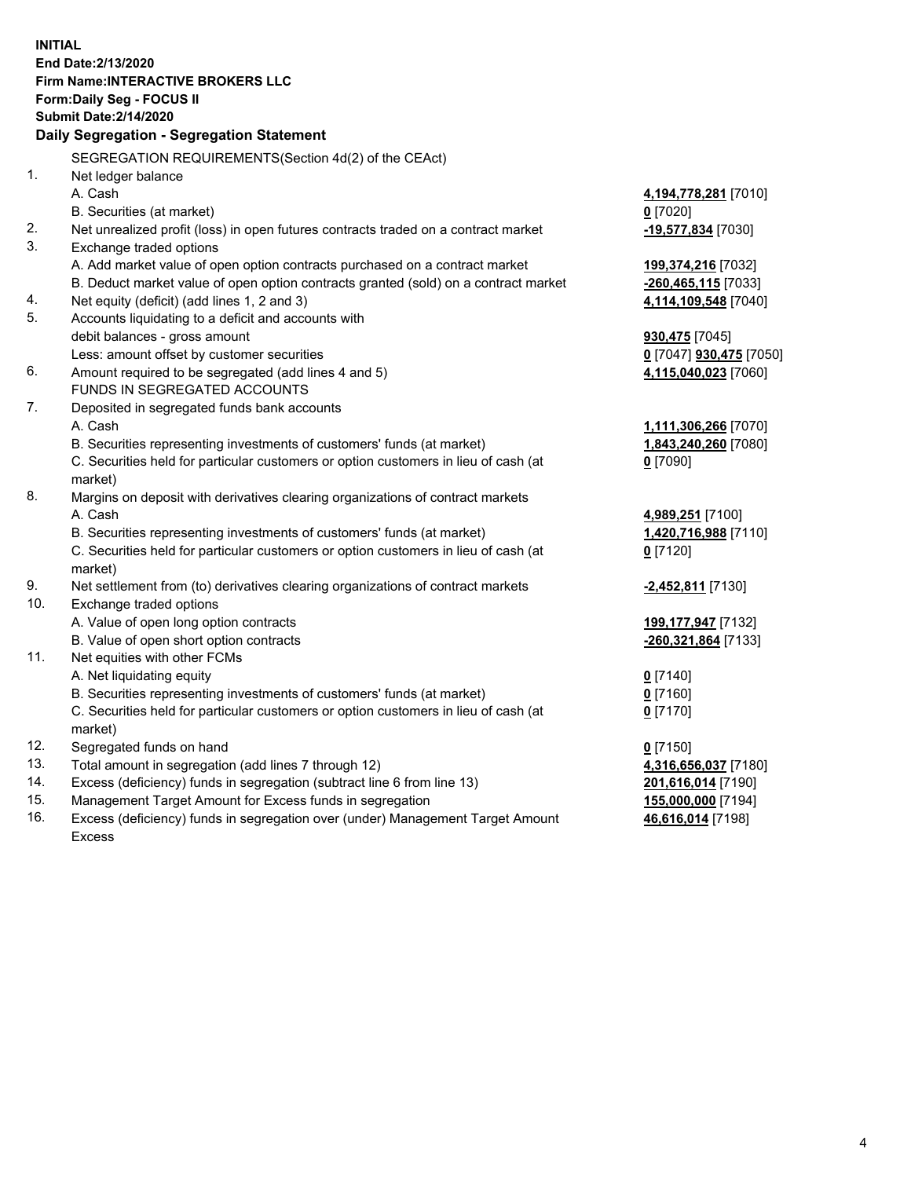**INITIAL**
**End Date:2/13/2020**
**Firm Name:INTERACTIVE BROKERS LLC**
**Form:Daily Seg - FOCUS II**
**Submit Date:2/14/2020**
**Daily Segregation - Segregation Statement**

SEGREGATION REQUIREMENTS(Section 4d(2) of the CEAct)

| | | |
|---|---|---|
| 1. | Net ledger balance | |
| | A. Cash | **4,194,778,281** [7010] |
| | B. Securities (at market) | **0** [7020] |
| 2. | Net unrealized profit (loss) in open futures contracts traded on a contract market | **-19,577,834** [7030] |
| 3. | Exchange traded options | |
| | A. Add market value of open option contracts purchased on a contract market | **199,374,216** [7032] |
| | B. Deduct market value of open option contracts granted (sold) on a contract market | **-260,465,115** [7033] |
| 4. | Net equity (deficit) (add lines 1, 2 and 3) | **4,114,109,548** [7040] |
| 5. | Accounts liquidating to a deficit and accounts with | |
| | debit balances - gross amount | **930,475** [7045] |
| | Less: amount offset by customer securities | **0** [7047] **930,475** [7050] |
| 6. | Amount required to be segregated (add lines 4 and 5) | **4,115,040,023** [7060] |
| | FUNDS IN SEGREGATED ACCOUNTS | |
| 7. | Deposited in segregated funds bank accounts | |
| | A. Cash | **1,111,306,266** [7070] |
| | B. Securities representing investments of customers' funds (at market) | **1,843,240,260** [7080] |
| | C. Securities held for particular customers or option customers in lieu of cash (at market) | **0** [7090] |
| 8. | Margins on deposit with derivatives clearing organizations of contract markets | |
| | A. Cash | **4,989,251** [7100] |
| | B. Securities representing investments of customers' funds (at market) | **1,420,716,988** [7110] |
| | C. Securities held for particular customers or option customers in lieu of cash (at market) | **0** [7120] |
| 9. | Net settlement from (to) derivatives clearing organizations of contract markets | **-2,452,811** [7130] |
| 10. | Exchange traded options | |
| | A. Value of open long option contracts | **199,177,947** [7132] |
| | B. Value of open short option contracts | **-260,321,864** [7133] |
| 11. | Net equities with other FCMs | |
| | A. Net liquidating equity | **0** [7140] |
| | B. Securities representing investments of customers' funds (at market) | **0** [7160] |
| | C. Securities held for particular customers or option customers in lieu of cash (at market) | **0** [7170] |
| 12. | Segregated funds on hand | **0** [7150] |
| 13. | Total amount in segregation (add lines 7 through 12) | **4,316,656,037** [7180] |
| 14. | Excess (deficiency) funds in segregation (subtract line 6 from line 13) | **201,616,014** [7190] |
| 15. | Management Target Amount for Excess funds in segregation | **155,000,000** [7194] |
| 16. | Excess (deficiency) funds in segregation over (under) Management Target Amount Excess | **46,616,014** [7198] |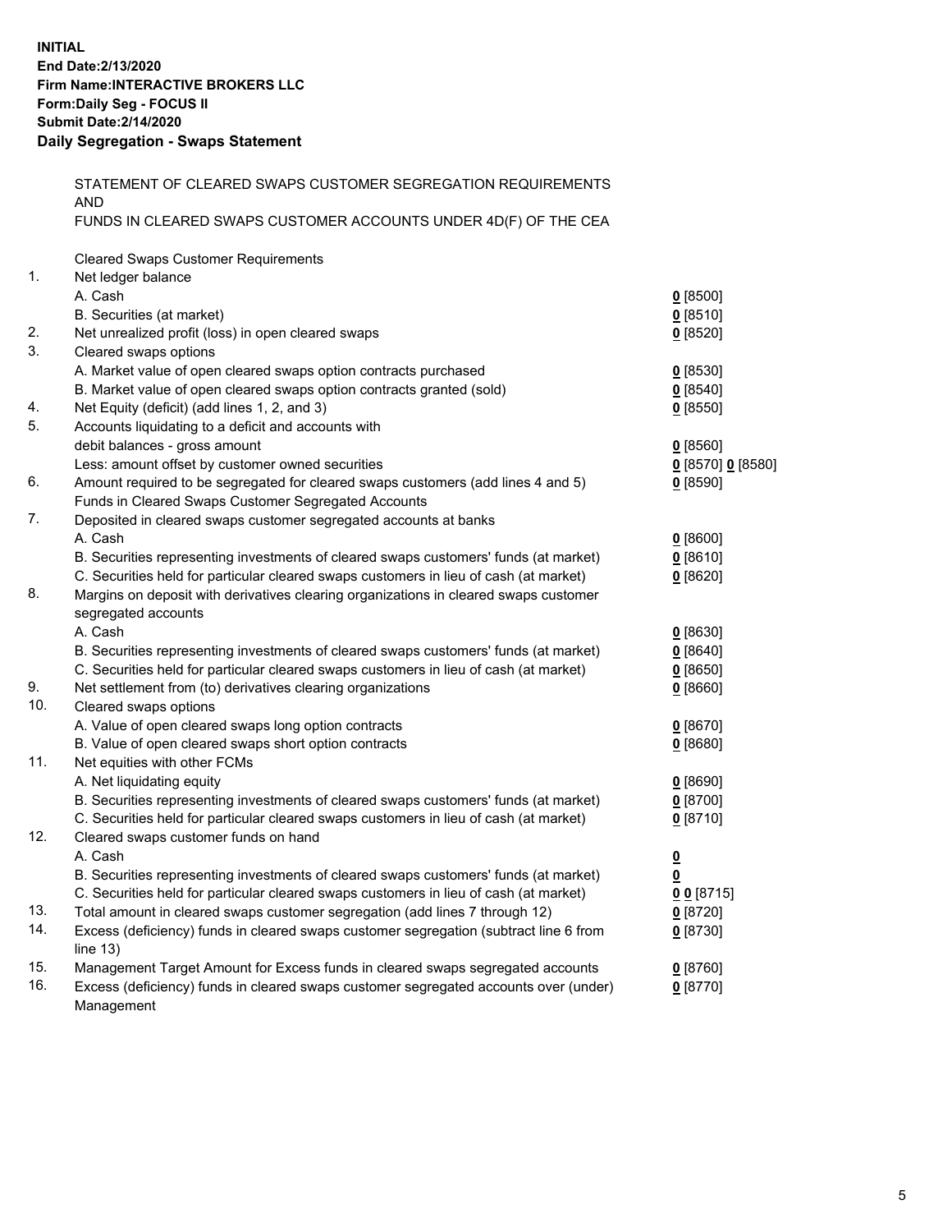**INITIAL**
**End Date:2/13/2020**
**Firm Name:INTERACTIVE BROKERS LLC**
**Form:Daily Seg - FOCUS II**
**Submit Date:2/14/2020**
**Daily Segregation - Swaps Statement**

STATEMENT OF CLEARED SWAPS CUSTOMER SEGREGATION REQUIREMENTS
AND
FUNDS IN CLEARED SWAPS CUSTOMER ACCOUNTS UNDER 4D(F) OF THE CEA

| | | |
|---|---|---|
| | Cleared Swaps Customer Requirements | |
| 1. | Net ledger balance | |
| | A. Cash | 0 [8500] |
| | B. Securities (at market) | 0 [8510] |
| 2. | Net unrealized profit (loss) in open cleared swaps | 0 [8520] |
| 3. | Cleared swaps options | |
| | A. Market value of open cleared swaps option contracts purchased | 0 [8530] |
| | B. Market value of open cleared swaps option contracts granted (sold) | 0 [8540] |
| 4. | Net Equity (deficit) (add lines 1, 2, and 3) | 0 [8550] |
| 5. | Accounts liquidating to a deficit and accounts with | |
| | debit balances - gross amount | 0 [8560] |
| | Less: amount offset by customer owned securities | 0 [8570] 0 [8580] |
| 6. | Amount required to be segregated for cleared swaps customers (add lines 4 and 5) | 0 [8590] |
| | Funds in Cleared Swaps Customer Segregated Accounts | |
| 7. | Deposited in cleared swaps customer segregated accounts at banks | |
| | A. Cash | 0 [8600] |
| | B. Securities representing investments of cleared swaps customers' funds (at market) | 0 [8610] |
| | C. Securities held for particular cleared swaps customers in lieu of cash (at market) | 0 [8620] |
| 8. | Margins on deposit with derivatives clearing organizations in cleared swaps customer segregated accounts | |
| | A. Cash | 0 [8630] |
| | B. Securities representing investments of cleared swaps customers' funds (at market) | 0 [8640] |
| | C. Securities held for particular cleared swaps customers in lieu of cash (at market) | 0 [8650] |
| 9. | Net settlement from (to) derivatives clearing organizations | 0 [8660] |
| 10. | Cleared swaps options | |
| | A. Value of open cleared swaps long option contracts | 0 [8670] |
| | B. Value of open cleared swaps short option contracts | 0 [8680] |
| 11. | Net equities with other FCMs | |
| | A. Net liquidating equity | 0 [8690] |
| | B. Securities representing investments of cleared swaps customers' funds (at market) | 0 [8700] |
| | C. Securities held for particular cleared swaps customers in lieu of cash (at market) | 0 [8710] |
| 12. | Cleared swaps customer funds on hand | |
| | A. Cash | 0 |
| | B. Securities representing investments of cleared swaps customers' funds (at market) | 0 |
| | C. Securities held for particular cleared swaps customers in lieu of cash (at market) | 0 0 [8715] |
| 13. | Total amount in cleared swaps customer segregation (add lines 7 through 12) | 0 [8720] |
| 14. | Excess (deficiency) funds in cleared swaps customer segregation (subtract line 6 from line 13) | 0 [8730] |
| 15. | Management Target Amount for Excess funds in cleared swaps segregated accounts | 0 [8760] |
| 16. | Excess (deficiency) funds in cleared swaps customer segregated accounts over (under) Management | 0 [8770] |